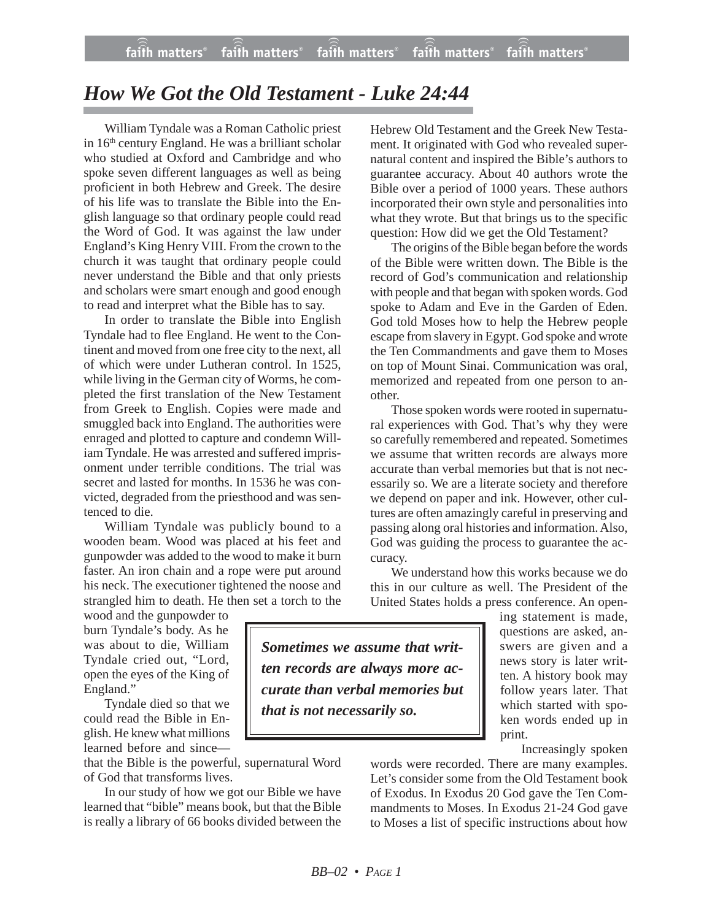# How We Got the Old Testament - Luke 24:44

William Tyndale was a Roman Catholic priest in 16th century England. He was a brilliant scholar who studied at Oxford and Cambridge and who spoke seven different languages as well as being proficient in both Hebrew and Greek. The desire of his life was to translate the Bible into the English language so that ordinary people could read the Word of God. It was against the law under England's King Henry VIII. From the crown to the church it was taught that ordinary people could never understand the Bible and that only priests and scholars were smart enough and good enough to read and interpret what the Bible has to say.

In order to translate the Bible into English Tyndale had to flee England. He went to the Continent and moved from one free city to the next, all of which were under Lutheran control. In 1525, while living in the German city of Worms, he completed the first translation of the New Testament from Greek to English. Copies were made and smuggled back into England. The authorities were enraged and plotted to capture and condemn William Tyndale. He was arrested and suffered imprisonment under terrible conditions. The trial was secret and lasted for months. In 1536 he was convicted, degraded from the priesthood and was sentenced to die.

William Tyndale was publicly bound to a wooden beam. Wood was placed at his feet and gunpowder was added to the wood to make it burn faster. An iron chain and a rope were put around his neck. The executioner tightened the noose and strangled him to death. He then set a torch to the wood and the gunpowder to burn Tyndale's body. As he was about to die, William Tyndale cried out, "Lord, open the eyes of the King of England."

Tyndale died so that we could read the Bible in English. He knew what millions learned before and since—that the Bible is the powerful, supernatural Word of God that transforms lives.

In our study of how we got our Bible we have learned that "bible" means book, but that the Bible is really a library of 66 books divided between the Hebrew Old Testament and the Greek New Testament. It originated with God who revealed supernatural content and inspired the Bible's authors to guarantee accuracy. About 40 authors wrote the Bible over a period of 1000 years. These authors incorporated their own style and personalities into what they wrote. But that brings us to the specific question: How did we get the Old Testament?

The origins of the Bible began before the words of the Bible were written down. The Bible is the record of God's communication and relationship with people and that began with spoken words. God spoke to Adam and Eve in the Garden of Eden. God told Moses how to help the Hebrew people escape from slavery in Egypt. God spoke and wrote the Ten Commandments and gave them to Moses on top of Mount Sinai. Communication was oral, memorized and repeated from one person to another.

Those spoken words were rooted in supernatural experiences with God. That's why they were so carefully remembered and repeated. Sometimes we assume that written records are always more accurate than verbal memories but that is not necessarily so. We are a literate society and therefore we depend on paper and ink. However, other cultures are often amazingly careful in preserving and passing along oral histories and information. Also, God was guiding the process to guarantee the accuracy.

> ***Sometimes we assume that written records are always more accurate than verbal memories but that is not necessarily so.***

We understand how this works because we do this in our culture as well. The President of the United States holds a press conference. An opening statement is made, questions are asked, answers are given and a news story is later written. A history book may follow years later. That which started with spoken words ended up in print.

Increasingly spoken words were recorded. There are many examples. Let's consider some from the Old Testament book of Exodus. In Exodus 20 God gave the Ten Commandments to Moses. In Exodus 21-24 God gave to Moses a list of specific instructions about how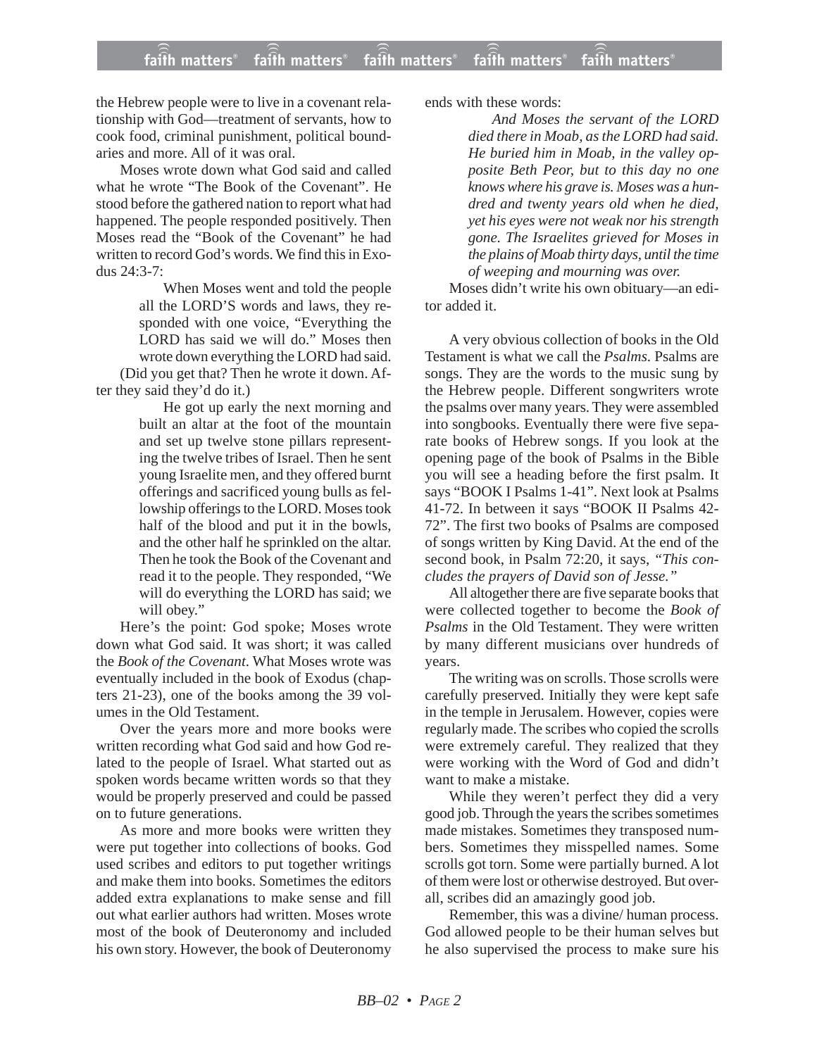the Hebrew people were to live in a covenant relationship with God—treatment of servants, how to cook food, criminal punishment, political boundaries and more. All of it was oral.

Moses wrote down what God said and called what he wrote "The Book of the Covenant". He stood before the gathered nation to report what had happened. The people responded positively. Then Moses read the "Book of the Covenant" he had written to record God's words. We find this in Exodus 24:3-7:

> When Moses went and told the people all the LORD'S words and laws, they responded with one voice, "Everything the LORD has said we will do." Moses then wrote down everything the LORD had said.

(Did you get that? Then he wrote it down. After they said they'd do it.)

> He got up early the next morning and built an altar at the foot of the mountain and set up twelve stone pillars representing the twelve tribes of Israel. Then he sent young Israelite men, and they offered burnt offerings and sacrificed young bulls as fellowship offerings to the LORD. Moses took half of the blood and put it in the bowls, and the other half he sprinkled on the altar. Then he took the Book of the Covenant and read it to the people. They responded, "We will do everything the LORD has said; we will obey."

Here's the point: God spoke; Moses wrote down what God said. It was short; it was called the *Book of the Covenant*. What Moses wrote was eventually included in the book of Exodus (chapters 21-23), one of the books among the 39 volumes in the Old Testament.

Over the years more and more books were written recording what God said and how God related to the people of Israel. What started out as spoken words became written words so that they would be properly preserved and could be passed on to future generations.

As more and more books were written they were put together into collections of books. God used scribes and editors to put together writings and make them into books. Sometimes the editors added extra explanations to make sense and fill out what earlier authors had written. Moses wrote most of the book of Deuteronomy and included his own story. However, the book of Deuteronomy ends with these words:

> *And Moses the servant of the LORD died there in Moab, as the LORD had said. He buried him in Moab, in the valley opposite Beth Peor, but to this day no one knows where his grave is. Moses was a hundred and twenty years old when he died, yet his eyes were not weak nor his strength gone. The Israelites grieved for Moses in the plains of Moab thirty days, until the time of weeping and mourning was over.*

Moses didn't write his own obituary—an editor added it.

A very obvious collection of books in the Old Testament is what we call the *Psalms*. Psalms are songs. They are the words to the music sung by the Hebrew people. Different songwriters wrote the psalms over many years. They were assembled into songbooks. Eventually there were five separate books of Hebrew songs. If you look at the opening page of the book of Psalms in the Bible you will see a heading before the first psalm. It says "BOOK I Psalms 1-41". Next look at Psalms 41-72. In between it says "BOOK II Psalms 42-72". The first two books of Psalms are composed of songs written by King David. At the end of the second book, in Psalm 72:20, it says, *"This concludes the prayers of David son of Jesse."*

All altogether there are five separate books that were collected together to become the *Book of Psalms* in the Old Testament. They were written by many different musicians over hundreds of years.

The writing was on scrolls. Those scrolls were carefully preserved. Initially they were kept safe in the temple in Jerusalem. However, copies were regularly made. The scribes who copied the scrolls were extremely careful. They realized that they were working with the Word of God and didn't want to make a mistake.

While they weren't perfect they did a very good job. Through the years the scribes sometimes made mistakes. Sometimes they transposed numbers. Sometimes they misspelled names. Some scrolls got torn. Some were partially burned. A lot of them were lost or otherwise destroyed. But overall, scribes did an amazingly good job.

Remember, this was a divine/ human process. God allowed people to be their human selves but he also supervised the process to make sure his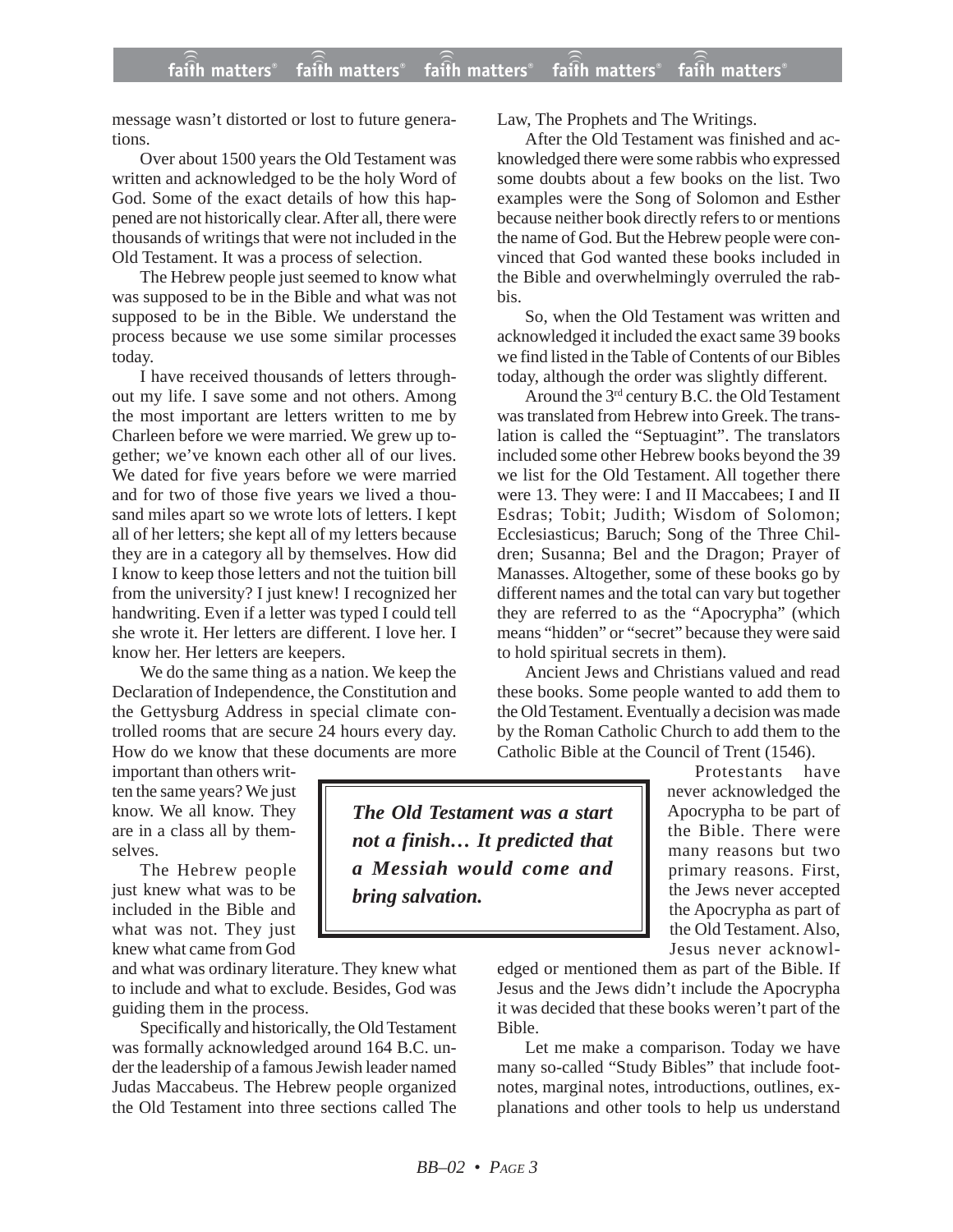message wasn't distorted or lost to future generations.

Over about 1500 years the Old Testament was written and acknowledged to be the holy Word of God. Some of the exact details of how this happened are not historically clear. After all, there were thousands of writings that were not included in the Old Testament. It was a process of selection.

The Hebrew people just seemed to know what was supposed to be in the Bible and what was not supposed to be in the Bible. We understand the process because we use some similar processes today.

I have received thousands of letters throughout my life. I save some and not others. Among the most important are letters written to me by Charleen before we were married. We grew up together; we've known each other all of our lives. We dated for five years before we were married and for two of those five years we lived a thousand miles apart so we wrote lots of letters. I kept all of her letters; she kept all of my letters because they are in a category all by themselves. How did I know to keep those letters and not the tuition bill from the university? I just knew! I recognized her handwriting. Even if a letter was typed I could tell she wrote it. Her letters are different. I love her. I know her. Her letters are keepers.

We do the same thing as a nation. We keep the Declaration of Independence, the Constitution and the Gettysburg Address in special climate controlled rooms that are secure 24 hours every day. How do we know that these documents are more important than others written the same years? We just know. We all know. They are in a class all by themselves.

The Hebrew people just knew what was to be included in the Bible and what was not. They just knew what came from God and what was ordinary literature. They knew what to include and what to exclude. Besides, God was guiding them in the process.

Specifically and historically, the Old Testament was formally acknowledged around 164 B.C. under the leadership of a famous Jewish leader named Judas Maccabeus. The Hebrew people organized the Old Testament into three sections called The Law, The Prophets and The Writings.

After the Old Testament was finished and acknowledged there were some rabbis who expressed some doubts about a few books on the list. Two examples were the Song of Solomon and Esther because neither book directly refers to or mentions the name of God. But the Hebrew people were convinced that God wanted these books included in the Bible and overwhelmingly overruled the rabbis.

So, when the Old Testament was written and acknowledged it included the exact same 39 books we find listed in the Table of Contents of our Bibles today, although the order was slightly different.

Around the 3rd century B.C. the Old Testament was translated from Hebrew into Greek. The translation is called the "Septuagint". The translators included some other Hebrew books beyond the 39 we list for the Old Testament. All together there were 13. They were: I and II Maccabees; I and II Esdras; Tobit; Judith; Wisdom of Solomon; Ecclesiasticus; Baruch; Song of the Three Children; Susanna; Bel and the Dragon; Prayer of Manasses. Altogether, some of these books go by different names and the total can vary but together they are referred to as the "Apocrypha" (which means "hidden" or "secret" because they were said to hold spiritual secrets in them).

Ancient Jews and Christians valued and read these books. Some people wanted to add them to the Old Testament. Eventually a decision was made by the Roman Catholic Church to add them to the Catholic Bible at the Council of Trent (1546).

> ***The Old Testament was a start not a finish… It predicted that a Messiah would come and bring salvation.***

Protestants have never acknowledged the Apocrypha to be part of the Bible. There were many reasons but two primary reasons. First, the Jews never accepted the Apocrypha as part of the Old Testament. Also, Jesus never acknowledged or mentioned them as part of the Bible. If Jesus and the Jews didn't include the Apocrypha it was decided that these books weren't part of the Bible.

Let me make a comparison. Today we have many so-called "Study Bibles" that include footnotes, marginal notes, introductions, outlines, explanations and other tools to help us understand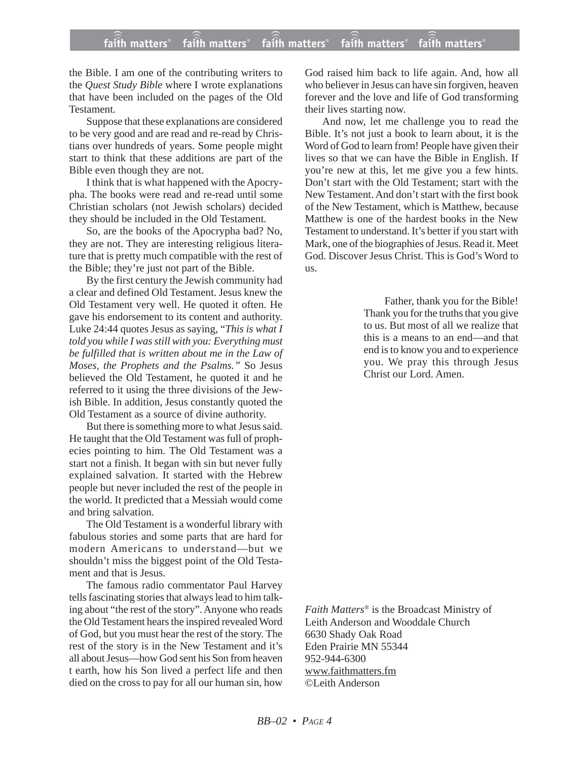the Bible. I am one of the contributing writers to the *Quest Study Bible* where I wrote explanations that have been included on the pages of the Old Testament.

Suppose that these explanations are considered to be very good and are read and re-read by Christians over hundreds of years. Some people might start to think that these additions are part of the Bible even though they are not.

I think that is what happened with the Apocrypha. The books were read and re-read until some Christian scholars (not Jewish scholars) decided they should be included in the Old Testament.

So, are the books of the Apocrypha bad? No, they are not. They are interesting religious literature that is pretty much compatible with the rest of the Bible; they're just not part of the Bible.

By the first century the Jewish community had a clear and defined Old Testament. Jesus knew the Old Testament very well. He quoted it often. He gave his endorsement to its content and authority. Luke 24:44 quotes Jesus as saying, "*This is what I told you while I was still with you: Everything must be fulfilled that is written about me in the Law of Moses, the Prophets and the Psalms.*" So Jesus believed the Old Testament, he quoted it and he referred to it using the three divisions of the Jewish Bible. In addition, Jesus constantly quoted the Old Testament as a source of divine authority.

But there is something more to what Jesus said. He taught that the Old Testament was full of prophecies pointing to him. The Old Testament was a start not a finish. It began with sin but never fully explained salvation. It started with the Hebrew people but never included the rest of the people in the world. It predicted that a Messiah would come and bring salvation.

The Old Testament is a wonderful library with fabulous stories and some parts that are hard for modern Americans to understand—but we shouldn't miss the biggest point of the Old Testament and that is Jesus.

The famous radio commentator Paul Harvey tells fascinating stories that always lead to him talking about "the rest of the story". Anyone who reads the Old Testament hears the inspired revealed Word of God, but you must hear the rest of the story. The rest of the story is in the New Testament and it's all about Jesus—how God sent his Son from heaven t earth, how his Son lived a perfect life and then died on the cross to pay for all our human sin, how God raised him back to life again. And, how all who believer in Jesus can have sin forgiven, heaven forever and the love and life of God transforming their lives starting now.

And now, let me challenge you to read the Bible. It's not just a book to learn about, it is the Word of God to learn from! People have given their lives so that we can have the Bible in English. If you're new at this, let me give you a few hints. Don't start with the Old Testament; start with the New Testament. And don't start with the first book of the New Testament, which is Matthew, because Matthew is one of the hardest books in the New Testament to understand. It's better if you start with Mark, one of the biographies of Jesus. Read it. Meet God. Discover Jesus Christ. This is God's Word to us.

Father, thank you for the Bible! Thank you for the truths that you give to us. But most of all we realize that this is a means to an end—and that end is to know you and to experience you. We pray this through Jesus Christ our Lord. Amen.

*Faith Matters*® is the Broadcast Ministry of Leith Anderson and Wooddale Church
6630 Shady Oak Road
Eden Prairie MN 55344
952-944-6300
www.faithmatters.fm
©Leith Anderson